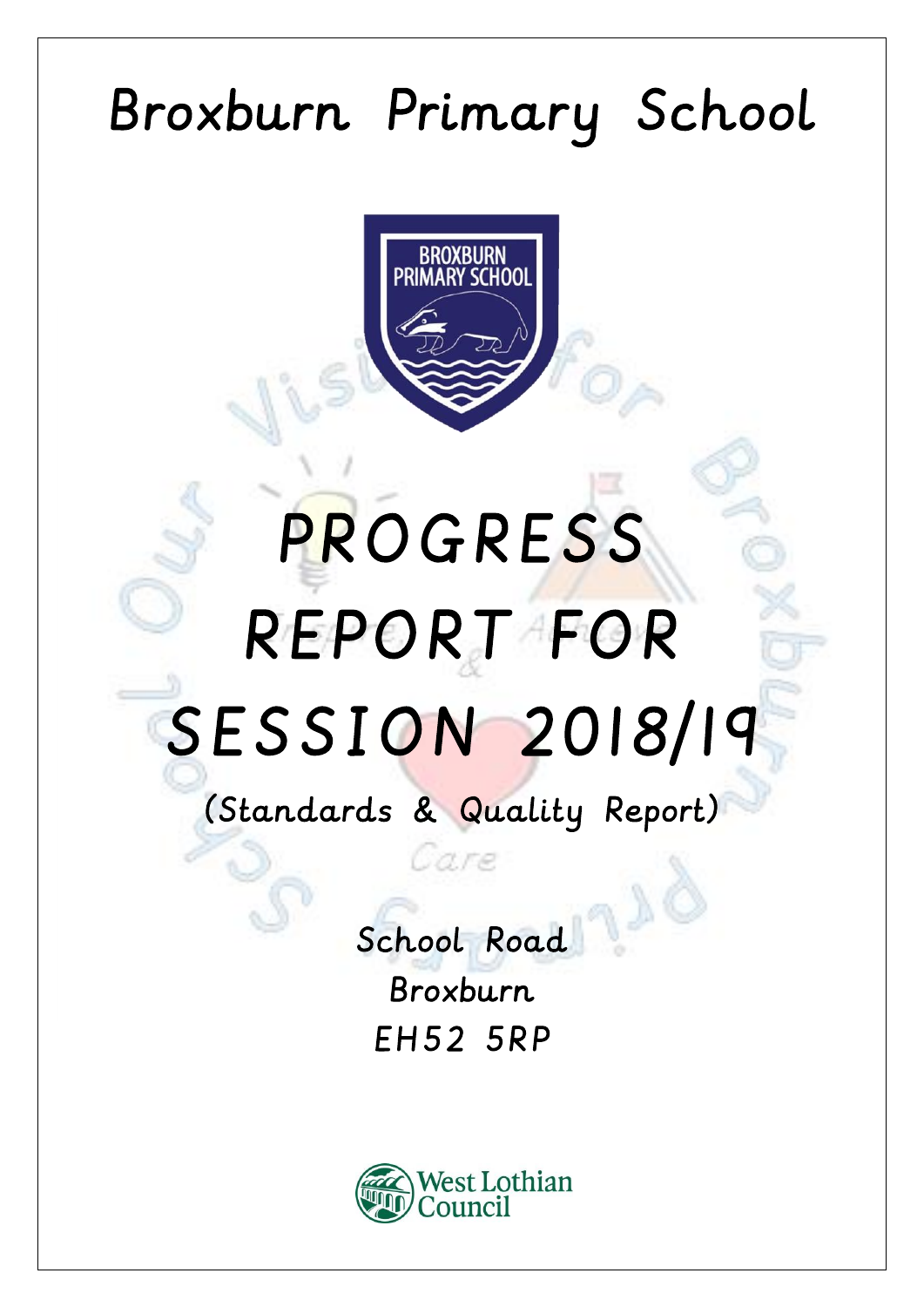# Broxburn Primary School

# PROGRESS REPORT FOR SESSION 2018/19

(Standards & Quality Report)

School Road
Broxburn
EH52 5RP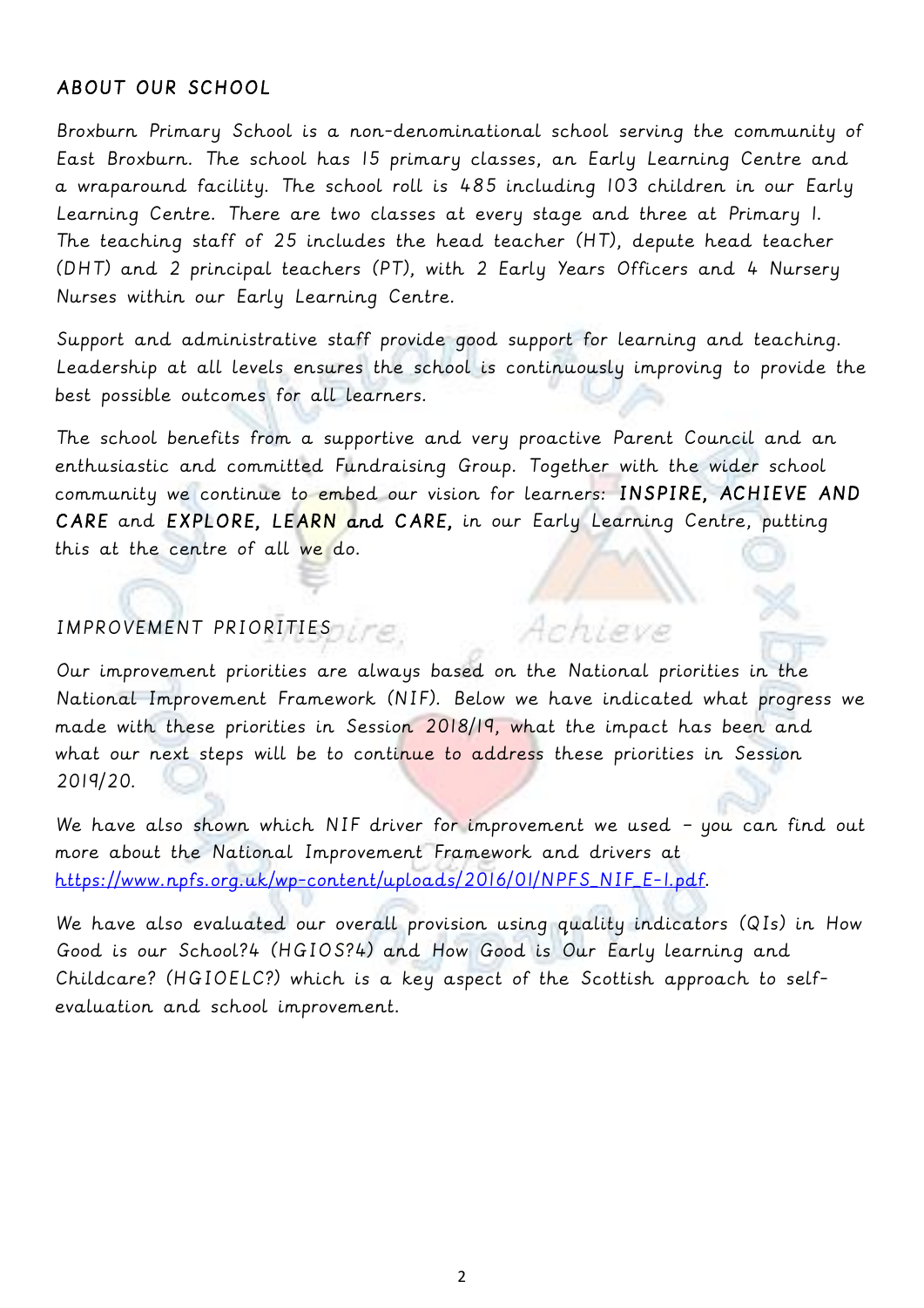## ABOUT OUR SCHOOL

Broxburn Primary School is a non-denominational school serving the community of East Broxburn. The school has 15 primary classes, an Early Learning Centre and a wraparound facility. The school roll is 485 including 103 children in our Early Learning Centre. There are two classes at every stage and three at Primary 1. The teaching staff of 25 includes the head teacher (HT), depute head teacher (DHT) and 2 principal teachers (PT), with 2 Early Years Officers and 4 Nursery Nurses within our Early Learning Centre.

Support and administrative staff provide good support for learning and teaching. Leadership at all levels ensures the school is continuously improving to provide the best possible outcomes for all learners.

The school benefits from a supportive and very proactive Parent Council and an enthusiastic and committed Fundraising Group. Together with the wider school community we continue to embed our vision for learners: **INSPIRE, ACHIEVE AND CARE** and **EXPLORE, LEARN and CARE,** in our Early Learning Centre, putting this at the centre of all we do.

## IMPROVEMENT PRIORITIES

Our improvement priorities are always based on the National priorities in the National Improvement Framework (NIF). Below we have indicated what progress we made with these priorities in Session 2018/19, what the impact has been and what our next steps will be to continue to address these priorities in Session 2019/20.

We have also shown which NIF driver for improvement we used – you can find out more about the National Improvement Framework and drivers at https://www.npfs.org.uk/wp-content/uploads/2016/01/NPFS_NIF_E-1.pdf.

We have also evaluated our overall provision using quality indicators (QIs) in How Good is our School?4 (HGIOS?4) and How Good is Our Early learning and Childcare? (HGIOELC?) which is a key aspect of the Scottish approach to self-evaluation and school improvement.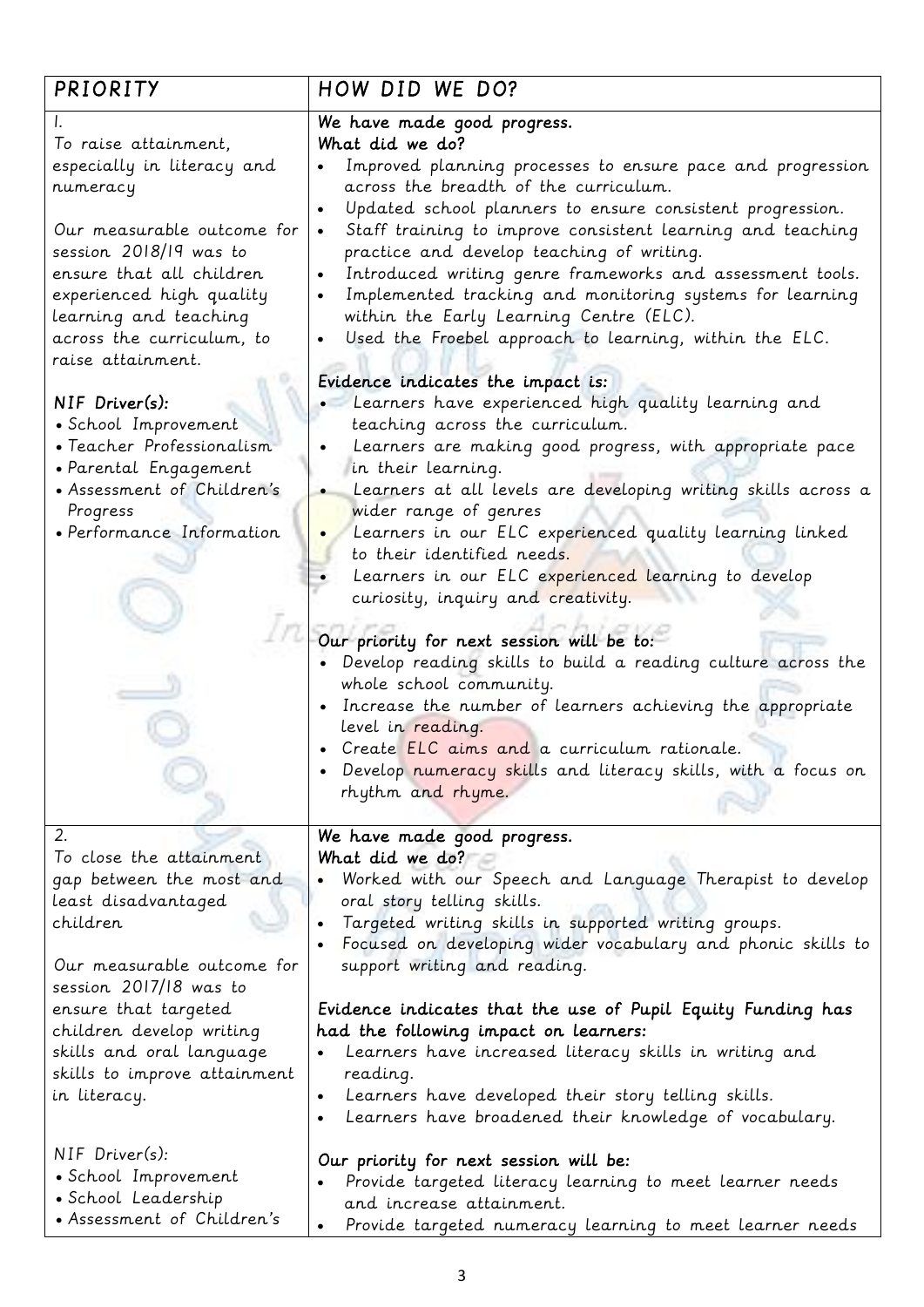| PRIORITY | HOW DID WE DO? |
| --- | --- |
| 1.<br>To raise attainment, especially in literacy and numeracy<br><br>Our measurable outcome for session 2018/19 was to ensure that all children experienced high quality learning and teaching across the curriculum, to raise attainment.<br><br>*NIF Driver(s):*<br>• School Improvement<br>• Teacher Professionalism<br>• Parental Engagement<br>• Assessment of Children's Progress<br>• Performance Information | **We have made good progress.**<br>**What did we do?**<br>• Improved planning processes to ensure pace and progression across the breadth of the curriculum.<br>• Updated school planners to ensure consistent progression.<br>• Staff training to improve consistent learning and teaching practice and develop teaching of writing.<br>• Introduced writing genre frameworks and assessment tools.<br>• Implemented tracking and monitoring systems for learning within the Early Learning Centre (ELC).<br>• Used the Froebel approach to learning, within the ELC.<br><br>*Evidence indicates the impact is:*<br>• Learners have experienced high quality learning and teaching across the curriculum.<br>• Learners are making good progress, with appropriate pace in their learning.<br>• Learners at all levels are developing writing skills across a wider range of genres<br>• Learners in our ELC experienced quality learning linked to their identified needs.<br>• Learners in our ELC experienced learning to develop curiosity, inquiry and creativity.<br><br>*Our priority for next session will be to:*<br>• Develop reading skills to build a reading culture across the whole school community.<br>• Increase the number of learners achieving the appropriate level in reading.<br>• Create ELC aims and a curriculum rationale.<br>• Develop numeracy skills and literacy skills, with a focus on rhythm and rhyme. |
| 2.<br>To close the attainment gap between the most and least disadvantaged children<br><br>Our measurable outcome for session 2017/18 was to ensure that targeted children develop writing skills and oral language skills to improve attainment in literacy.<br><br>NIF Driver(s):<br>• School Improvement<br>• School Leadership<br>• Assessment of Children's | **We have made good progress.**<br>**What did we do?**<br>• Worked with our Speech and Language Therapist to develop oral story telling skills.<br>• Targeted writing skills in supported writing groups.<br>• Focused on developing wider vocabulary and phonic skills to support writing and reading.<br><br>Evidence indicates that the use of Pupil Equity Funding has had the following impact on learners:<br>• Learners have increased literacy skills in writing and reading.<br>• Learners have developed their story telling skills.<br>• Learners have broadened their knowledge of vocabulary.<br><br>*Our priority for next session will be:*<br>• Provide targeted literacy learning to meet learner needs and increase attainment.<br>• Provide targeted numeracy learning to meet learner needs |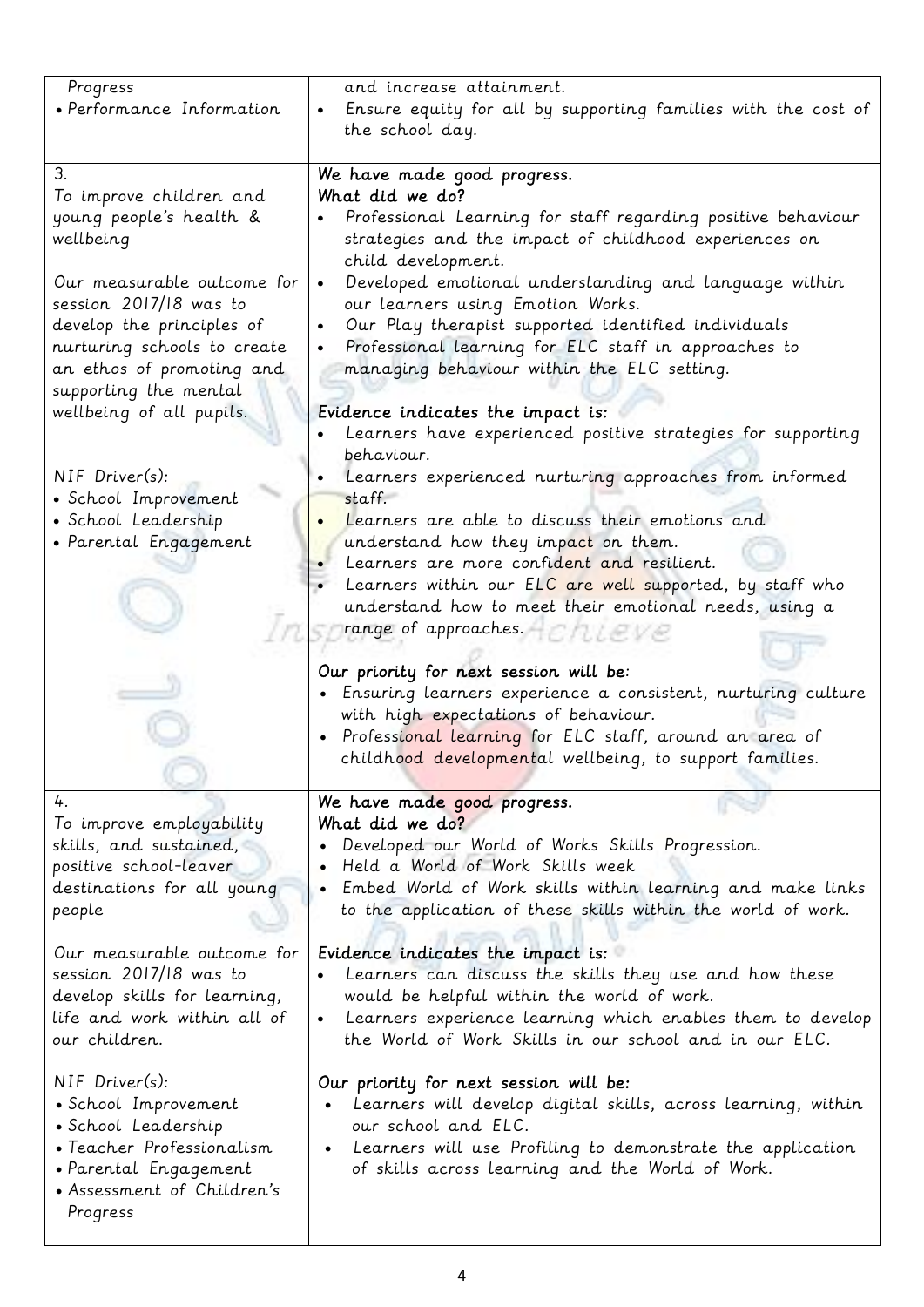| | |
|---|---|
| Progress<br>• Performance Information | and increase attainment.<br>• Ensure equity for all by supporting families with the cost of the school day. |
| 3.<br>To improve children and young people's health & wellbeing<br><br>Our measurable outcome for session 2017/18 was to develop the principles of nurturing schools to create an ethos of promoting and supporting the mental wellbeing of all pupils.<br><br>NIF Driver(s):<br>• School Improvement<br>• School Leadership<br>• Parental Engagement | *We have made good progress.*<br>*What did we do?*<br>• Professional Learning for staff regarding positive behaviour strategies and the impact of childhood experiences on child development.<br>• Developed emotional understanding and language within our learners using Emotion Works.<br>• Our Play therapist supported identified individuals<br>• Professional learning for ELC staff in approaches to managing behaviour within the ELC setting.<br><br>*Evidence indicates the impact is:*<br>• Learners have experienced positive strategies for supporting behaviour.<br>• Learners experienced nurturing approaches from informed staff.<br>• Learners are able to discuss their emotions and understand how they impact on them.<br>• Learners are more confident and resilient.<br>• Learners within our ELC are well supported, by staff who understand how to meet their emotional needs, using a range of approaches.<br><br>*Our priority for next session will be:*<br>• Ensuring learners experience a consistent, nurturing culture with high expectations of behaviour.<br>• Professional learning for ELC staff, around an area of childhood developmental wellbeing, to support families. |
| 4.<br>To improve employability skills, and sustained, positive school-leaver destinations for all young people<br><br>Our measurable outcome for session 2017/18 was to develop skills for learning, life and work within all of our children.<br><br>NIF Driver(s):<br>• School Improvement<br>• School Leadership<br>• Teacher Professionalism<br>• Parental Engagement<br>• Assessment of Children's Progress | *We have made good progress.*<br>*What did we do?*<br>• Developed our World of Works Skills Progression.<br>• Held a World of Work Skills week<br>• Embed World of Work skills within learning and make links to the application of these skills within the world of work.<br><br>*Evidence indicates the impact is:*<br>• Learners can discuss the skills they use and how these would be helpful within the world of work.<br>• Learners experience learning which enables them to develop the World of Work Skills in our school and in our ELC.<br><br>*Our priority for next session will be:*<br>• Learners will develop digital skills, across learning, within our school and ELC.<br>• Learners will use Profiling to demonstrate the application of skills across learning and the World of Work. |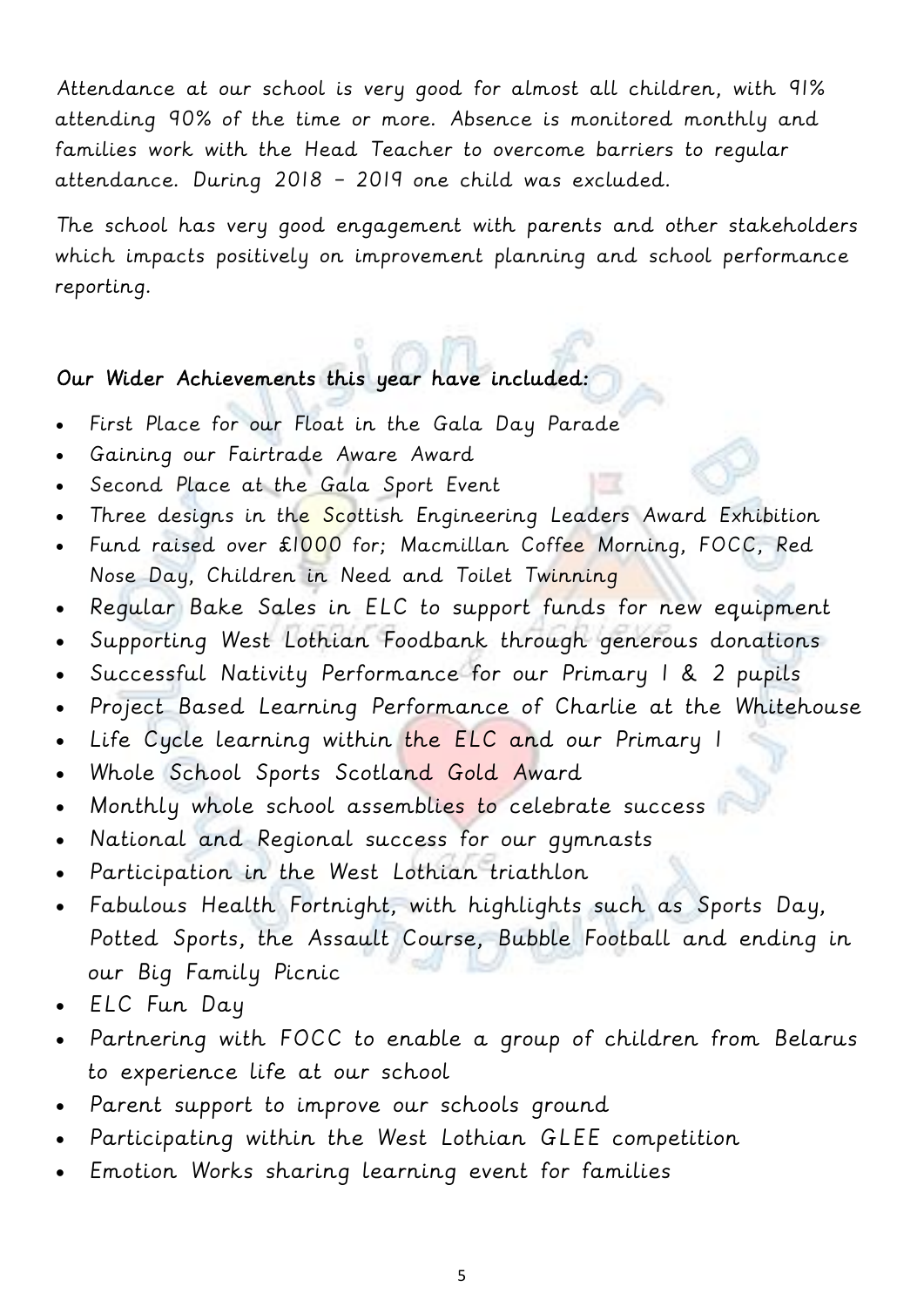Attendance at our school is very good for almost all children, with 91% attending 90% of the time or more. Absence is monitored monthly and families work with the Head Teacher to overcome barriers to regular attendance. During 2018 – 2019 one child was excluded.

The school has very good engagement with parents and other stakeholders which impacts positively on improvement planning and school performance reporting.

**Our Wider Achievements this year have included:**

- First Place for our Float in the Gala Day Parade
- Gaining our Fairtrade Aware Award
- Second Place at the Gala Sport Event
- Three designs in the Scottish Engineering Leaders Award Exhibition
- Fund raised over £1000 for; Macmillan Coffee Morning, FOCC, Red Nose Day, Children in Need and Toilet Twinning
- Regular Bake Sales in ELC to support funds for new equipment
- Supporting West Lothian Foodbank through generous donations
- Successful Nativity Performance for our Primary 1 & 2 pupils
- Project Based Learning Performance of Charlie at the Whitehouse
- Life Cycle learning within the ELC and our Primary 1
- Whole School Sports Scotland Gold Award
- Monthly whole school assemblies to celebrate success
- National and Regional success for our gymnasts
- Participation in the West Lothian triathlon
- Fabulous Health Fortnight, with highlights such as Sports Day, Potted Sports, the Assault Course, Bubble Football and ending in our Big Family Picnic
- ELC Fun Day
- Partnering with FOCC to enable a group of children from Belarus to experience life at our school
- Parent support to improve our schools ground
- Participating within the West Lothian GLEE competition
- Emotion Works sharing learning event for families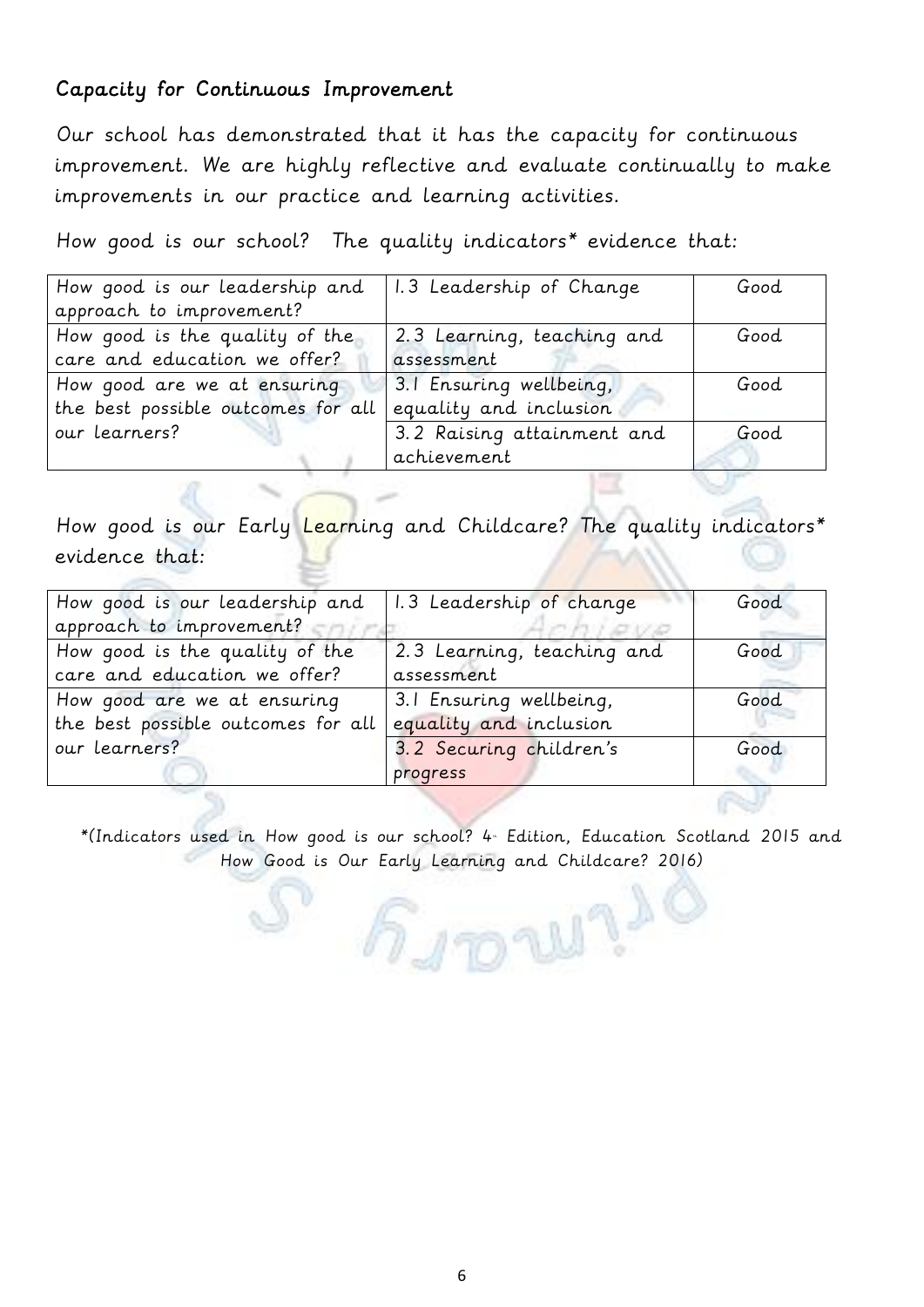## Capacity for Continuous Improvement

Our school has demonstrated that it has the capacity for continuous improvement. We are highly reflective and evaluate continually to make improvements in our practice and learning activities.

How good is our school? The quality indicators* evidence that:

| | | |
|---|---|---|
| How good is our leadership and approach to improvement? | 1.3 Leadership of Change | Good |
| How good is the quality of the care and education we offer? | 2.3 Learning, teaching and assessment | Good |
| How good are we at ensuring the best possible outcomes for all our learners? | 3.1 Ensuring wellbeing, equality and inclusion | Good |
| | 3.2 Raising attainment and achievement | Good |

How good is our Early Learning and Childcare? The quality indicators* evidence that:

| | | |
|---|---|---|
| How good is our leadership and approach to improvement? | 1.3 Leadership of change | Good |
| How good is the quality of the care and education we offer? | 2.3 Learning, teaching and assessment | Good |
| How good are we at ensuring the best possible outcomes for all our learners? | 3.1 Ensuring wellbeing, equality and inclusion | Good |
| | 3.2 Securing children's progress | Good |

*(Indicators used in How good is our school? 4th Edition, Education Scotland 2015 and How Good is Our Early Learning and Childcare? 2016)